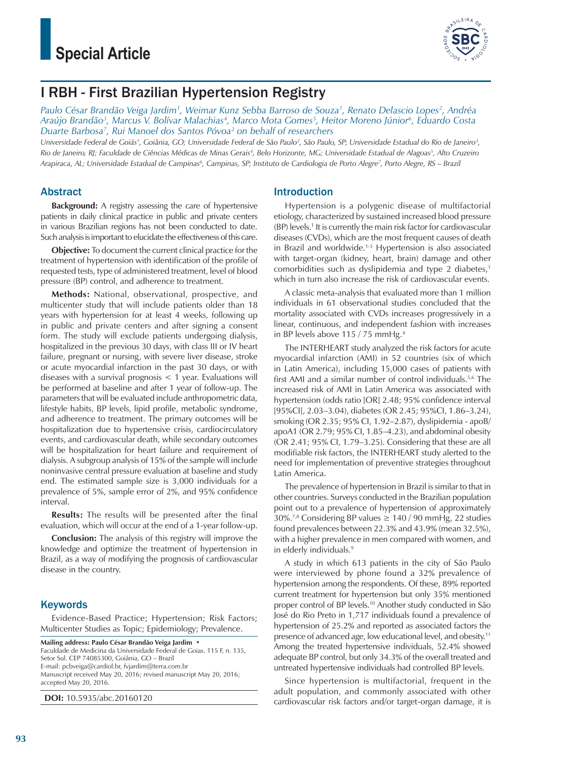Special Article

# I RBH - First Brazilian Hypertension Registry

*Paulo César Brandão Veiga Jardim[1], Weimar Kunz Sebba Barroso de Souza[1], Renato Delascio Lopes[2], Andréa Araújo Brandão[3], Marcus V. Bolívar Malachias[4], Marco Mota Gomes[5], Heitor Moreno Júnior[6], Eduardo Costa Duarte Barbosa[7], Rui Manoel dos Santos Póvoa[2] on behalf of researchers*

*Universidade Federal de Goiás[1], Goiânia, GO; Universidade Federal de São Paulo[2], São Paulo, SP; Universidade Estadual do Rio de Janeiro[3], Rio de Janeiro, RJ; Faculdade de Ciências Médicas de Minas Gerais[4], Belo Horizonte, MG; Universidade Estadual de Alagoas[5], Alto Cruzeiro Arapiraca, AL; Universidade Estadual de Campinas[6], Campinas, SP; Instituto de Cardiologia de Porto Alegre[7], Porto Alegre, RS – Brazil*

## Abstract

**Background:** A registry assessing the care of hypertensive patients in daily clinical practice in public and private centers in various Brazilian regions has not been conducted to date. Such analysis is important to elucidate the effectiveness of this care.

**Objective:** To document the current clinical practice for the treatment of hypertension with identification of the profile of requested tests, type of administered treatment, level of blood pressure (BP) control, and adherence to treatment.

**Methods:** National, observational, prospective, and multicenter study that will include patients older than 18 years with hypertension for at least 4 weeks, following up in public and private centers and after signing a consent form. The study will exclude patients undergoing dialysis, hospitalized in the previous 30 days, with class III or IV heart failure, pregnant or nursing, with severe liver disease, stroke or acute myocardial infarction in the past 30 days, or with diseases with a survival prognosis < 1 year. Evaluations will be performed at baseline and after 1 year of follow-up. The parameters that will be evaluated include anthropometric data, lifestyle habits, BP levels, lipid profile, metabolic syndrome, and adherence to treatment. The primary outcomes will be hospitalization due to hypertensive crisis, cardiocirculatory events, and cardiovascular death, while secondary outcomes will be hospitalization for heart failure and requirement of dialysis. A subgroup analysis of 15% of the sample will include noninvasive central pressure evaluation at baseline and study end. The estimated sample size is 3,000 individuals for a prevalence of 5%, sample error of 2%, and 95% confidence interval.

**Results:** The results will be presented after the final evaluation, which will occur at the end of a 1-year follow-up.

**Conclusion:** The analysis of this registry will improve the knowledge and optimize the treatment of hypertension in Brazil, as a way of modifying the prognosis of cardiovascular disease in the country.

## Keywords

Evidence-Based Practice; Hypertension; Risk Factors; Multicenter Studies as Topic; Epidemiology; Prevalence.

**Mailing address: Paulo César Brandão Veiga Jardim •**
Faculdade de Medicina da Universidade Federal de Goias. 115 F, n. 135, Setor Sul. CEP 74085300, Goiânia, GO – Brazil
E-mail: pcbveiga@cardiol.br, fvjardim@terra.com.br
Manuscript received May 20, 2016; revised manuscript May 20, 2016; accepted May 20, 2016.

**DOI:** 10.5935/abc.20160120

## Introduction

Hypertension is a polygenic disease of multifactorial etiology, characterized by sustained increased blood pressure (BP) levels.[1] It is currently the main risk factor for cardiovascular diseases (CVDs), which are the most frequent causes of death in Brazil and worldwide.[1-3] Hypertension is also associated with target-organ (kidney, heart, brain) damage and other comorbidities such as dyslipidemia and type 2 diabetes,[1] which in turn also increase the risk of cardiovascular events.

A classic meta-analysis that evaluated more than 1 million individuals in 61 observational studies concluded that the mortality associated with CVDs increases progressively in a linear, continuous, and independent fashion with increases in BP levels above 115 / 75 mmHg.[4]

The INTERHEART study analyzed the risk factors for acute myocardial infarction (AMI) in 52 countries (six of which in Latin America), including 15,000 cases of patients with first AMI and a similar number of control individuals.[5,6] The increased risk of AMI in Latin America was associated with hypertension (odds ratio [OR] 2.48; 95% confidence interval [95%CI], 2.03–3.04), diabetes (OR 2.45; 95%CI, 1.86–3.24), smoking (OR 2.35; 95% CI, 1.92–2.87), dyslipidemia - apoB/apoA1 (OR 2.79; 95% CI, 1.85–4.23), and abdominal obesity (OR 2.41; 95% CI, 1.79–3.25). Considering that these are all modifiable risk factors, the INTERHEART study alerted to the need for implementation of preventive strategies throughout Latin America.

The prevalence of hypertension in Brazil is similar to that in other countries. Surveys conducted in the Brazilian population point out to a prevalence of hypertension of approximately 30%.[7,8] Considering BP values ≥ 140 / 90 mmHg, 22 studies found prevalences between 22.3% and 43.9% (mean 32.5%), with a higher prevalence in men compared with women, and in elderly individuals.[9]

A study in which 613 patients in the city of São Paulo were interviewed by phone found a 32% prevalence of hypertension among the respondents. Of these, 89% reported current treatment for hypertension but only 35% mentioned proper control of BP levels.[10] Another study conducted in São José do Rio Preto in 1,717 individuals found a prevalence of hypertension of 25.2% and reported as associated factors the presence of advanced age, low educational level, and obesity.[11] Among the treated hypertensive individuals, 52.4% showed adequate BP control, but only 34.3% of the overall treated and untreated hypertensive individuals had controlled BP levels.

Since hypertension is multifactorial, frequent in the adult population, and commonly associated with other cardiovascular risk factors and/or target-organ damage, it is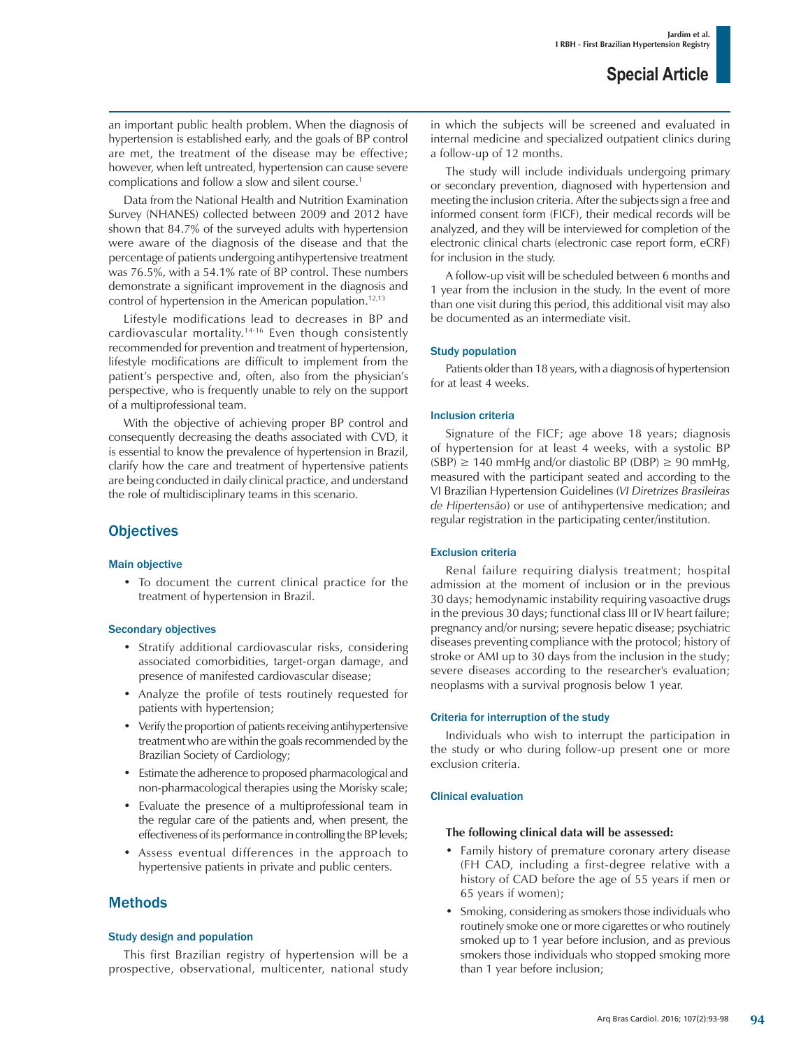an important public health problem. When the diagnosis of hypertension is established early, and the goals of BP control are met, the treatment of the disease may be effective; however, when left untreated, hypertension can cause severe complications and follow a slow and silent course.[1]

Data from the National Health and Nutrition Examination Survey (NHANES) collected between 2009 and 2012 have shown that 84.7% of the surveyed adults with hypertension were aware of the diagnosis of the disease and that the percentage of patients undergoing antihypertensive treatment was 76.5%, with a 54.1% rate of BP control. These numbers demonstrate a significant improvement in the diagnosis and control of hypertension in the American population.[12,13]

Lifestyle modifications lead to decreases in BP and cardiovascular mortality.[14-16] Even though consistently recommended for prevention and treatment of hypertension, lifestyle modifications are difficult to implement from the patient's perspective and, often, also from the physician's perspective, who is frequently unable to rely on the support of a multiprofessional team.

With the objective of achieving proper BP control and consequently decreasing the deaths associated with CVD, it is essential to know the prevalence of hypertension in Brazil, clarify how the care and treatment of hypertensive patients are being conducted in daily clinical practice, and understand the role of multidisciplinary teams in this scenario.

## Objectives

### Main objective

- To document the current clinical practice for the treatment of hypertension in Brazil.

### Secondary objectives

- Stratify additional cardiovascular risks, considering associated comorbidities, target-organ damage, and presence of manifested cardiovascular disease;
- Analyze the profile of tests routinely requested for patients with hypertension;
- Verify the proportion of patients receiving antihypertensive treatment who are within the goals recommended by the Brazilian Society of Cardiology;
- Estimate the adherence to proposed pharmacological and non-pharmacological therapies using the Morisky scale;
- Evaluate the presence of a multiprofessional team in the regular care of the patients and, when present, the effectiveness of its performance in controlling the BP levels;
- Assess eventual differences in the approach to hypertensive patients in private and public centers.

## Methods

### Study design and population

This first Brazilian registry of hypertension will be a prospective, observational, multicenter, national study in which the subjects will be screened and evaluated in internal medicine and specialized outpatient clinics during a follow-up of 12 months.

The study will include individuals undergoing primary or secondary prevention, diagnosed with hypertension and meeting the inclusion criteria. After the subjects sign a free and informed consent form (FICF), their medical records will be analyzed, and they will be interviewed for completion of the electronic clinical charts (electronic case report form, eCRF) for inclusion in the study.

A follow-up visit will be scheduled between 6 months and 1 year from the inclusion in the study. In the event of more than one visit during this period, this additional visit may also be documented as an intermediate visit.

### Study population

Patients older than 18 years, with a diagnosis of hypertension for at least 4 weeks.

### Inclusion criteria

Signature of the FICF; age above 18 years; diagnosis of hypertension for at least 4 weeks, with a systolic BP (SBP) ≥ 140 mmHg and/or diastolic BP (DBP) ≥ 90 mmHg, measured with the participant seated and according to the VI Brazilian Hypertension Guidelines (*VI Diretrizes Brasileiras de Hipertensão*) or use of antihypertensive medication; and regular registration in the participating center/institution.

### Exclusion criteria

Renal failure requiring dialysis treatment; hospital admission at the moment of inclusion or in the previous 30 days; hemodynamic instability requiring vasoactive drugs in the previous 30 days; functional class III or IV heart failure; pregnancy and/or nursing; severe hepatic disease; psychiatric diseases preventing compliance with the protocol; history of stroke or AMI up to 30 days from the inclusion in the study; severe diseases according to the researcher's evaluation; neoplasms with a survival prognosis below 1 year.

### Criteria for interruption of the study

Individuals who wish to interrupt the participation in the study or who during follow-up present one or more exclusion criteria.

### Clinical evaluation

**The following clinical data will be assessed:**

- Family history of premature coronary artery disease (FH CAD, including a first-degree relative with a history of CAD before the age of 55 years if men or 65 years if women);
- Smoking, considering as smokers those individuals who routinely smoke one or more cigarettes or who routinely smoked up to 1 year before inclusion, and as previous smokers those individuals who stopped smoking more than 1 year before inclusion;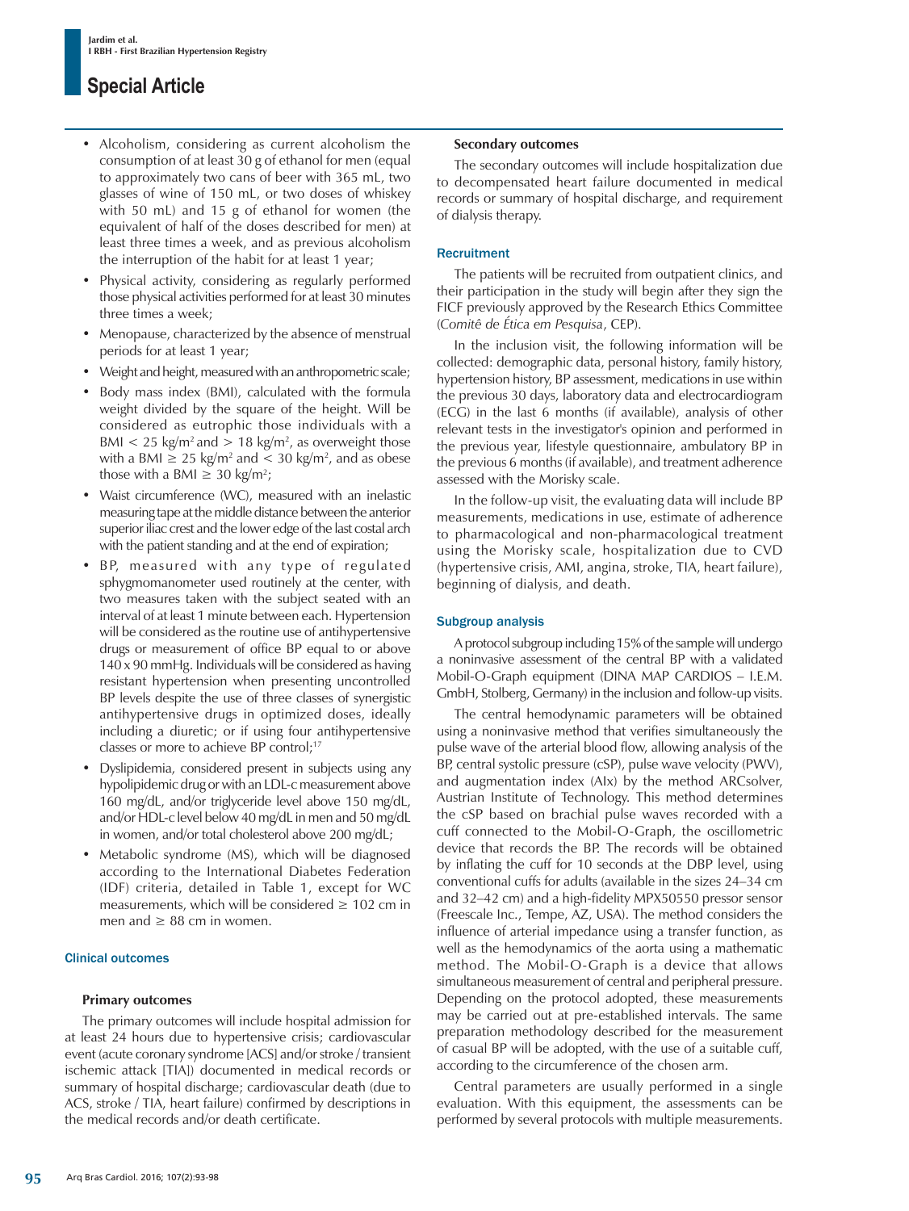- Alcoholism, considering as current alcoholism the consumption of at least 30 g of ethanol for men (equal to approximately two cans of beer with 365 mL, two glasses of wine of 150 mL, or two doses of whiskey with 50 mL) and 15 g of ethanol for women (the equivalent of half of the doses described for men) at least three times a week, and as previous alcoholism the interruption of the habit for at least 1 year;
- Physical activity, considering as regularly performed those physical activities performed for at least 30 minutes three times a week;
- Menopause, characterized by the absence of menstrual periods for at least 1 year;
- Weight and height, measured with an anthropometric scale;
- Body mass index (BMI), calculated with the formula weight divided by the square of the height. Will be considered as eutrophic those individuals with a BMI < 25 kg/m$^2$ and > 18 kg/m$^2$, as overweight those with a BMI ≥ 25 kg/m$^2$ and < 30 kg/m$^2$, and as obese those with a BMI ≥ 30 kg/m$^2$;
- Waist circumference (WC), measured with an inelastic measuring tape at the middle distance between the anterior superior iliac crest and the lower edge of the last costal arch with the patient standing and at the end of expiration;
- BP, measured with any type of regulated sphygmomanometer used routinely at the center, with two measures taken with the subject seated with an interval of at least 1 minute between each. Hypertension will be considered as the routine use of antihypertensive drugs or measurement of office BP equal to or above 140 x 90 mmHg. Individuals will be considered as having resistant hypertension when presenting uncontrolled BP levels despite the use of three classes of synergistic antihypertensive drugs in optimized doses, ideally including a diuretic; or if using four antihypertensive classes or more to achieve BP control;[17]
- Dyslipidemia, considered present in subjects using any hypolipidemic drug or with an LDL-c measurement above 160 mg/dL, and/or triglyceride level above 150 mg/dL, and/or HDL-c level below 40 mg/dL in men and 50 mg/dL in women, and/or total cholesterol above 200 mg/dL;
- Metabolic syndrome (MS), which will be diagnosed according to the International Diabetes Federation (IDF) criteria, detailed in Table 1, except for WC measurements, which will be considered ≥ 102 cm in men and ≥ 88 cm in women.

## Clinical outcomes

### Primary outcomes

The primary outcomes will include hospital admission for at least 24 hours due to hypertensive crisis; cardiovascular event (acute coronary syndrome [ACS] and/or stroke / transient ischemic attack [TIA]) documented in medical records or summary of hospital discharge; cardiovascular death (due to ACS, stroke / TIA, heart failure) confirmed by descriptions in the medical records and/or death certificate.

### Secondary outcomes

The secondary outcomes will include hospitalization due to decompensated heart failure documented in medical records or summary of hospital discharge, and requirement of dialysis therapy.

## Recruitment

The patients will be recruited from outpatient clinics, and their participation in the study will begin after they sign the FICF previously approved by the Research Ethics Committee (*Comitê de Ética em Pesquisa*, CEP).

In the inclusion visit, the following information will be collected: demographic data, personal history, family history, hypertension history, BP assessment, medications in use within the previous 30 days, laboratory data and electrocardiogram (ECG) in the last 6 months (if available), analysis of other relevant tests in the investigator's opinion and performed in the previous year, lifestyle questionnaire, ambulatory BP in the previous 6 months (if available), and treatment adherence assessed with the Morisky scale.

In the follow-up visit, the evaluating data will include BP measurements, medications in use, estimate of adherence to pharmacological and non-pharmacological treatment using the Morisky scale, hospitalization due to CVD (hypertensive crisis, AMI, angina, stroke, TIA, heart failure), beginning of dialysis, and death.

## Subgroup analysis

A protocol subgroup including 15% of the sample will undergo a noninvasive assessment of the central BP with a validated Mobil-O-Graph equipment (DINA MAP CARDIOS – I.E.M. GmbH, Stolberg, Germany) in the inclusion and follow-up visits.

The central hemodynamic parameters will be obtained using a noninvasive method that verifies simultaneously the pulse wave of the arterial blood flow, allowing analysis of the BP, central systolic pressure (cSP), pulse wave velocity (PWV), and augmentation index (AIx) by the method ARCsolver, Austrian Institute of Technology. This method determines the cSP based on brachial pulse waves recorded with a cuff connected to the Mobil-O-Graph, the oscillometric device that records the BP. The records will be obtained by inflating the cuff for 10 seconds at the DBP level, using conventional cuffs for adults (available in the sizes 24–34 cm and 32–42 cm) and a high-fidelity MPX50550 pressor sensor (Freescale Inc., Tempe, AZ, USA). The method considers the influence of arterial impedance using a transfer function, as well as the hemodynamics of the aorta using a mathematic method. The Mobil-O-Graph is a device that allows simultaneous measurement of central and peripheral pressure. Depending on the protocol adopted, these measurements may be carried out at pre-established intervals. The same preparation methodology described for the measurement of casual BP will be adopted, with the use of a suitable cuff, according to the circumference of the chosen arm.

Central parameters are usually performed in a single evaluation. With this equipment, the assessments can be performed by several protocols with multiple measurements.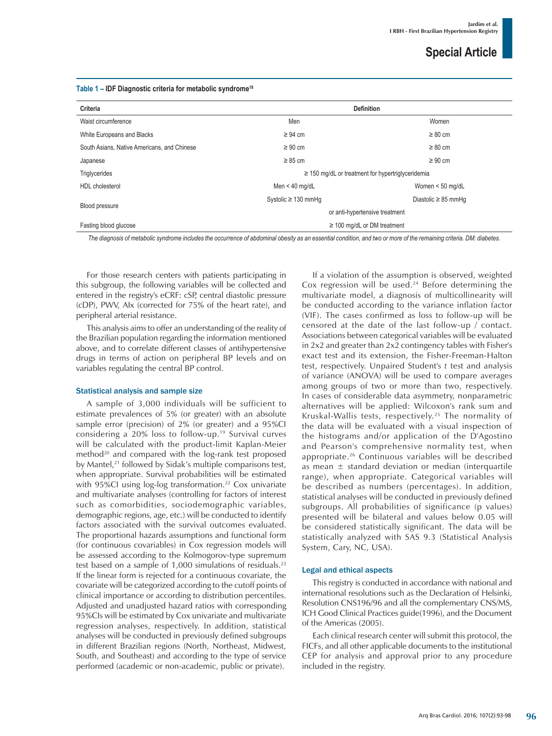**Table 1 – IDF Diagnostic criteria for metabolic syndrome[18]**

| Criteria | Definition | |
|---|---|---|
| Waist circumference | Men | Women |
| White Europeans and Blacks | ≥ 94 cm | ≥ 80 cm |
| South Asians, Native Americans, and Chinese | ≥ 90 cm | ≥ 80 cm |
| Japanese | ≥ 85 cm | ≥ 90 cm |
| Triglycerides | ≥ 150 mg/dL or treatment for hypertriglyceridemia | |
| HDL cholesterol | Men < 40 mg/dL | Women < 50 mg/dL |
| Blood pressure | Systolic ≥ 130 mmHg | Diastolic ≥ 85 mmHg |
| | or anti-hypertensive treatment | |
| Fasting blood glucose | ≥ 100 mg/dL or DM treatment | |

*The diagnosis of metabolic syndrome includes the occurrence of abdominal obesity as an essential condition, and two or more of the remaining criteria. DM: diabetes.*

For those research centers with patients participating in this subgroup, the following variables will be collected and entered in the registry's eCRF: cSP, central diastolic pressure (cDP), PWV, AIx (corrected for 75% of the heart rate), and peripheral arterial resistance.

This analysis aims to offer an understanding of the reality of the Brazilian population regarding the information mentioned above, and to correlate different classes of antihypertensive drugs in terms of action on peripheral BP levels and on variables regulating the central BP control.

### Statistical analysis and sample size

A sample of 3,000 individuals will be sufficient to estimate prevalences of 5% (or greater) with an absolute sample error (precision) of 2% (or greater) and a 95%CI considering a 20% loss to follow-up.[19] Survival curves will be calculated with the product-limit Kaplan-Meier method[20] and compared with the log-rank test proposed by Mantel,[21] followed by Sidak's multiple comparisons test, when appropriate. Survival probabilities will be estimated with 95%CI using log-log transformation.[22] Cox univariate and multivariate analyses (controlling for factors of interest such as comorbidities, sociodemographic variables, demographic regions, age, etc.) will be conducted to identify factors associated with the survival outcomes evaluated. The proportional hazards assumptions and functional form (for continuous covariables) in Cox regression models will be assessed according to the Kolmogorov-type supremum test based on a sample of 1,000 simulations of residuals.[23] If the linear form is rejected for a continuous covariate, the covariate will be categorized according to the cutoff points of clinical importance or according to distribution percentiles. Adjusted and unadjusted hazard ratios with corresponding 95%CIs will be estimated by Cox univariate and multivariate regression analyses, respectively. In addition, statistical analyses will be conducted in previously defined subgroups in different Brazilian regions (North, Northeast, Midwest, South, and Southeast) and according to the type of service performed (academic or non-academic, public or private).

If a violation of the assumption is observed, weighted Cox regression will be used.[24] Before determining the multivariate model, a diagnosis of multicollinearity will be conducted according to the variance inflation factor (VIF). The cases confirmed as loss to follow-up will be censored at the date of the last follow-up / contact. Associations between categorical variables will be evaluated in 2x2 and greater than 2x2 contingency tables with Fisher's exact test and its extension, the Fisher-Freeman-Halton test, respectively. Unpaired Student's *t* test and analysis of variance (ANOVA) will be used to compare averages among groups of two or more than two, respectively. In cases of considerable data asymmetry, nonparametric alternatives will be applied: Wilcoxon's rank sum and Kruskal-Wallis tests, respectively.[25] The normality of the data will be evaluated with a visual inspection of the histograms and/or application of the D'Agostino and Pearson's comprehensive normality test, when appropriate.[26] Continuous variables will be described as mean ± standard deviation or median (interquartile range), when appropriate. Categorical variables will be described as numbers (percentages). In addition, statistical analyses will be conducted in previously defined subgroups. All probabilities of significance (p values) presented will be bilateral and values below 0.05 will be considered statistically significant. The data will be statistically analyzed with SAS 9.3 (Statistical Analysis System, Cary, NC, USA).

### Legal and ethical aspects

This registry is conducted in accordance with national and international resolutions such as the Declaration of Helsinki, Resolution CNS196/96 and all the complementary CNS/MS, ICH Good Clinical Practices guide(1996), and the Document of the Americas (2005).

Each clinical research center will submit this protocol, the FICFs, and all other applicable documents to the institutional CEP for analysis and approval prior to any procedure included in the registry.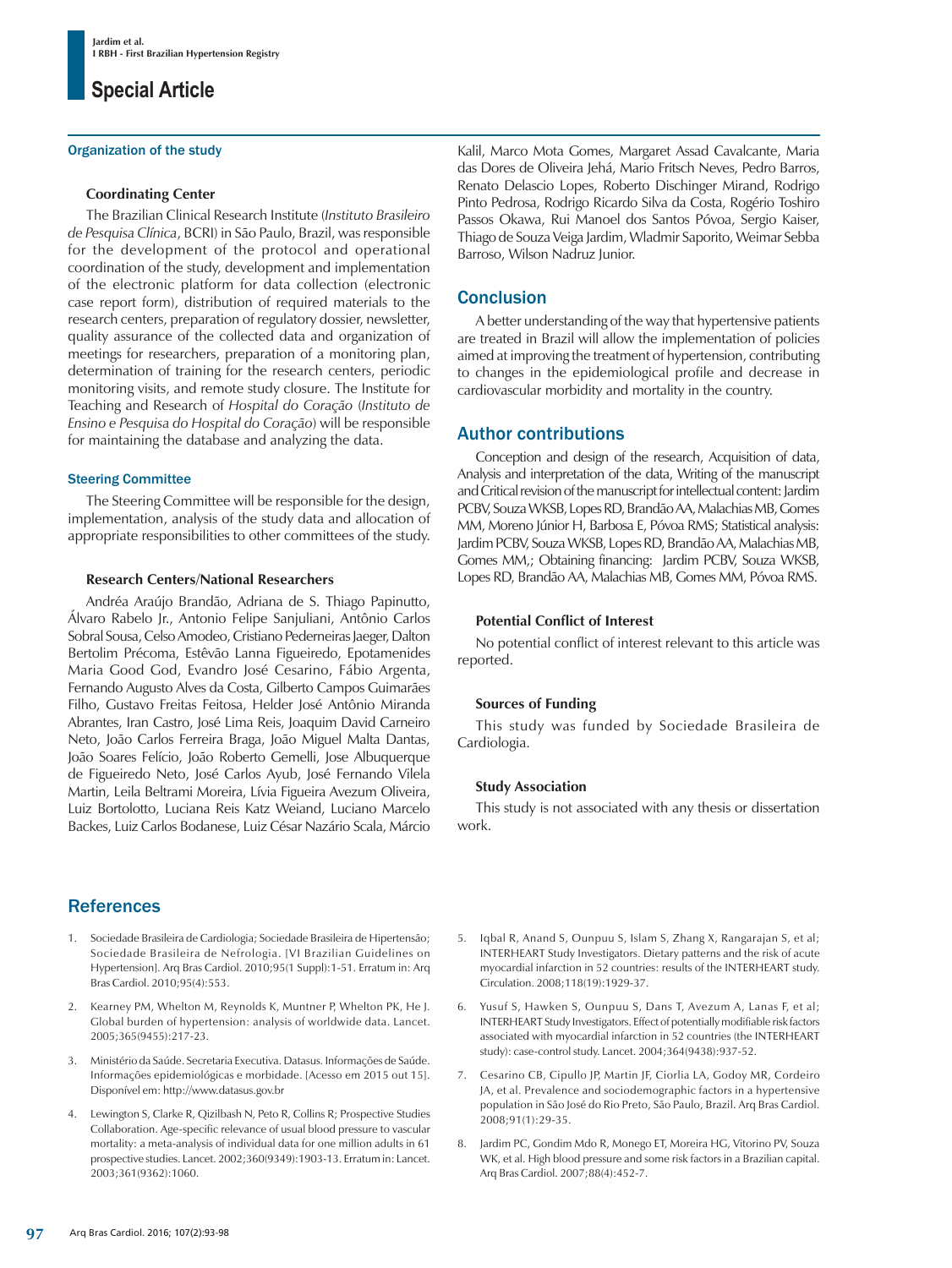### Organization of the study

#### Coordinating Center

The Brazilian Clinical Research Institute (*Instituto Brasileiro de Pesquisa Clínica*, BCRI) in São Paulo, Brazil, was responsible for the development of the protocol and operational coordination of the study, development and implementation of the electronic platform for data collection (electronic case report form), distribution of required materials to the research centers, preparation of regulatory dossier, newsletter, quality assurance of the collected data and organization of meetings for researchers, preparation of a monitoring plan, determination of training for the research centers, periodic monitoring visits, and remote study closure. The Institute for Teaching and Research of *Hospital do Coração* (*Instituto de Ensino e Pesquisa do Hospital do Coração*) will be responsible for maintaining the database and analyzing the data.

### Steering Committee

The Steering Committee will be responsible for the design, implementation, analysis of the study data and allocation of appropriate responsibilities to other committees of the study.

#### Research Centers/National Researchers

Andréa Araújo Brandão, Adriana de S. Thiago Papinutto, Álvaro Rabelo Jr., Antonio Felipe Sanjuliani, Antônio Carlos Sobral Sousa, Celso Amodeo, Cristiano Pederneiras Jaeger, Dalton Bertolim Précoma, Estêvão Lanna Figueiredo, Epotamenides Maria Good God, Evandro José Cesarino, Fábio Argenta, Fernando Augusto Alves da Costa, Gilberto Campos Guimarães Filho, Gustavo Freitas Feitosa, Helder José Antônio Miranda Abrantes, Iran Castro, José Lima Reis, Joaquim David Carneiro Neto, João Carlos Ferreira Braga, João Miguel Malta Dantas, João Soares Felício, João Roberto Gemelli, Jose Albuquerque de Figueiredo Neto, José Carlos Ayub, José Fernando Vilela Martin, Leila Beltrami Moreira, Lívia Figueira Avezum Oliveira, Luiz Bortolotto, Luciana Reis Katz Weiand, Luciano Marcelo Backes, Luiz Carlos Bodanese, Luiz César Nazário Scala, Márcio Kalil, Marco Mota Gomes, Margaret Assad Cavalcante, Maria das Dores de Oliveira Jehá, Mario Fritsch Neves, Pedro Barros, Renato Delascio Lopes, Roberto Dischinger Mirand, Rodrigo Pinto Pedrosa, Rodrigo Ricardo Silva da Costa, Rogério Toshiro Passos Okawa, Rui Manoel dos Santos Póvoa, Sergio Kaiser, Thiago de Souza Veiga Jardim, Wladmir Saporito, Weimar Sebba Barroso, Wilson Nadruz Junior.

## Conclusion

A better understanding of the way that hypertensive patients are treated in Brazil will allow the implementation of policies aimed at improving the treatment of hypertension, contributing to changes in the epidemiological profile and decrease in cardiovascular morbidity and mortality in the country.

## Author contributions

Conception and design of the research, Acquisition of data, Analysis and interpretation of the data, Writing of the manuscript and Critical revision of the manuscript for intellectual content: Jardim PCBV, Souza WKSB, Lopes RD, Brandão AA, Malachias MB, Gomes MM, Moreno Júnior H, Barbosa E, Póvoa RMS; Statistical analysis: Jardim PCBV, Souza WKSB, Lopes RD, Brandão AA, Malachias MB, Gomes MM,; Obtaining financing: Jardim PCBV, Souza WKSB, Lopes RD, Brandão AA, Malachias MB, Gomes MM, Póvoa RMS.

#### Potential Conflict of Interest

No potential conflict of interest relevant to this article was reported.

#### Sources of Funding

This study was funded by Sociedade Brasileira de Cardiologia.

#### Study Association

This study is not associated with any thesis or dissertation work.

## References

1. Sociedade Brasileira de Cardiologia; Sociedade Brasileira de Hipertensão; Sociedade Brasileira de Nefrologia. [VI Brazilian Guidelines on Hypertension]. Arq Bras Cardiol. 2010;95(1 Suppl):1-51. Erratum in: Arq Bras Cardiol. 2010;95(4):553.
2. Kearney PM, Whelton M, Reynolds K, Muntner P, Whelton PK, He J. Global burden of hypertension: analysis of worldwide data. Lancet. 2005;365(9455):217-23.
3. Ministério da Saúde. Secretaria Executiva. Datasus. Informações de Saúde. Informações epidemiológicas e morbidade. [Acesso em 2015 out 15]. Disponível em: http://www.datasus.gov.br
4. Lewington S, Clarke R, Qizilbash N, Peto R, Collins R; Prospective Studies Collaboration. Age-specific relevance of usual blood pressure to vascular mortality: a meta-analysis of individual data for one million adults in 61 prospective studies. Lancet. 2002;360(9349):1903-13. Erratum in: Lancet. 2003;361(9362):1060.
5. Iqbal R, Anand S, Ounpuu S, Islam S, Zhang X, Rangarajan S, et al; INTERHEART Study Investigators. Dietary patterns and the risk of acute myocardial infarction in 52 countries: results of the INTERHEART study. Circulation. 2008;118(19):1929-37.
6. Yusuf S, Hawken S, Ounpuu S, Dans T, Avezum A, Lanas F, et al; INTERHEART Study Investigators. Effect of potentially modifiable risk factors associated with myocardial infarction in 52 countries (the INTERHEART study): case-control study. Lancet. 2004;364(9438):937-52.
7. Cesarino CB, Cipullo JP, Martin JF, Ciorlia LA, Godoy MR, Cordeiro JA, et al. Prevalence and sociodemographic factors in a hypertensive population in São José do Rio Preto, São Paulo, Brazil. Arq Bras Cardiol. 2008;91(1):29-35.
8. Jardim PC, Gondim Mdo R, Monego ET, Moreira HG, Vitorino PV, Souza WK, et al. High blood pressure and some risk factors in a Brazilian capital. Arq Bras Cardiol. 2007;88(4):452-7.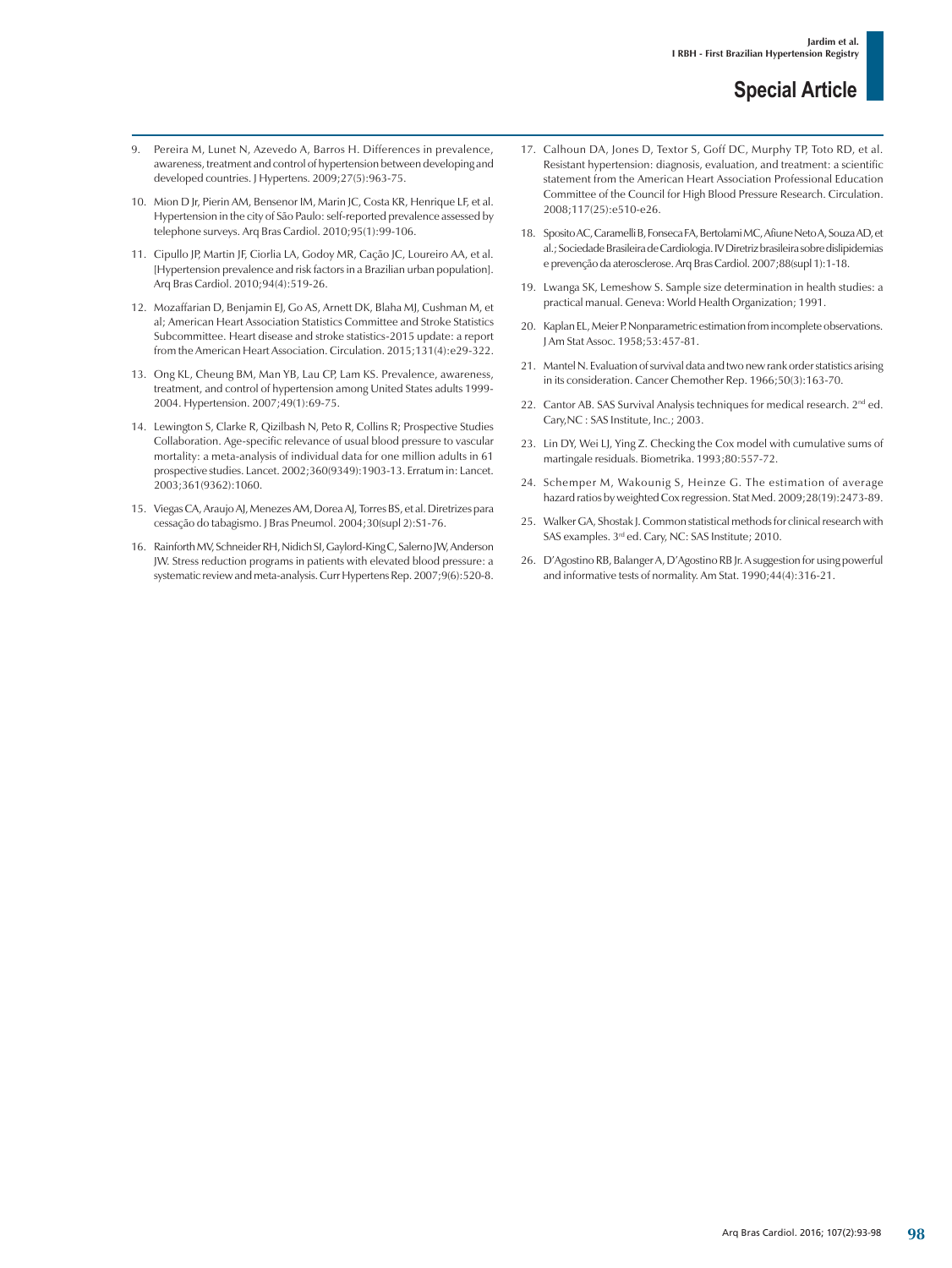9. Pereira M, Lunet N, Azevedo A, Barros H. Differences in prevalence, awareness, treatment and control of hypertension between developing and developed countries. J Hypertens. 2009;27(5):963-75.

10. Mion D Jr, Pierin AM, Bensenor IM, Marin JC, Costa KR, Henrique LF, et al. Hypertension in the city of São Paulo: self-reported prevalence assessed by telephone surveys. Arq Bras Cardiol. 2010;95(1):99-106.

11. Cipullo JP, Martin JF, Ciorlia LA, Godoy MR, Cação JC, Loureiro AA, et al. [Hypertension prevalence and risk factors in a Brazilian urban population]. Arq Bras Cardiol. 2010;94(4):519-26.

12. Mozaffarian D, Benjamin EJ, Go AS, Arnett DK, Blaha MJ, Cushman M, et al; American Heart Association Statistics Committee and Stroke Statistics Subcommittee. Heart disease and stroke statistics-2015 update: a report from the American Heart Association. Circulation. 2015;131(4):e29-322.

13. Ong KL, Cheung BM, Man YB, Lau CP, Lam KS. Prevalence, awareness, treatment, and control of hypertension among United States adults 1999-2004. Hypertension. 2007;49(1):69-75.

14. Lewington S, Clarke R, Qizilbash N, Peto R, Collins R; Prospective Studies Collaboration. Age-specific relevance of usual blood pressure to vascular mortality: a meta-analysis of individual data for one million adults in 61 prospective studies. Lancet. 2002;360(9349):1903-13. Erratum in: Lancet. 2003;361(9362):1060.

15. Viegas CA, Araujo AJ, Menezes AM, Dorea AJ, Torres BS, et al. Diretrizes para cessação do tabagismo. J Bras Pneumol. 2004;30(supl 2):S1-76.

16. Rainforth MV, Schneider RH, Nidich SI, Gaylord-King C, Salerno JW, Anderson JW. Stress reduction programs in patients with elevated blood pressure: a systematic review and meta-analysis. Curr Hypertens Rep. 2007;9(6):520-8.

17. Calhoun DA, Jones D, Textor S, Goff DC, Murphy TP, Toto RD, et al. Resistant hypertension: diagnosis, evaluation, and treatment: a scientific statement from the American Heart Association Professional Education Committee of the Council for High Blood Pressure Research. Circulation. 2008;117(25):e510-e26.

18. Sposito AC, Caramelli B, Fonseca FA, Bertolami MC, Afiune Neto A, Souza AD, et al.; Sociedade Brasileira de Cardiologia. IV Diretriz brasileira sobre dislipidemias e prevenção da aterosclerose. Arq Bras Cardiol. 2007;88(supl 1):1-18.

19. Lwanga SK, Lemeshow S. Sample size determination in health studies: a practical manual. Geneva: World Health Organization; 1991.

20. Kaplan EL, Meier P. Nonparametric estimation from incomplete observations. J Am Stat Assoc. 1958;53:457-81.

21. Mantel N. Evaluation of survival data and two new rank order statistics arising in its consideration. Cancer Chemother Rep. 1966;50(3):163-70.

22. Cantor AB. SAS Survival Analysis techniques for medical research. 2nd ed. Cary,NC : SAS Institute, Inc.; 2003.

23. Lin DY, Wei LJ, Ying Z. Checking the Cox model with cumulative sums of martingale residuals. Biometrika. 1993;80:557-72.

24. Schemper M, Wakounig S, Heinze G. The estimation of average hazard ratios by weighted Cox regression. Stat Med. 2009;28(19):2473-89.

25. Walker GA, Shostak J. Common statistical methods for clinical research with SAS examples. 3rd ed. Cary, NC: SAS Institute; 2010.

26. D'Agostino RB, Balanger A, D'Agostino RB Jr. A suggestion for using powerful and informative tests of normality. Am Stat. 1990;44(4):316-21.